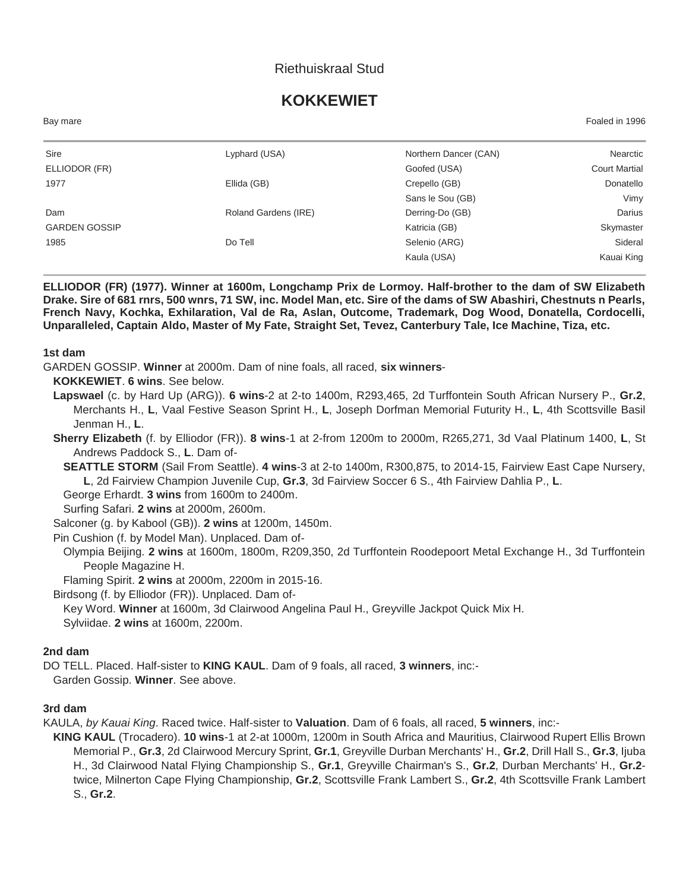Riethuiskraal Stud

# KOKKEWIET

Bay mare | Foaled in 1996

| | | | |
|---|---|---|---|
| Sire | Lyphard (USA) | Northern Dancer (CAN) | Nearctic |
| ELLIODOR (FR) | | Goofed (USA) | Court Martial |
| 1977 | Ellida (GB) | Crepello (GB) | Donatello |
| | | Sans le Sou (GB) | Vimy |
| Dam | Roland Gardens (IRE) | Derring-Do (GB) | Darius |
| GARDEN GOSSIP | | Katricia (GB) | Skymaster |
| 1985 | Do Tell | Selenio (ARG) | Sideral |
| | | Kaula (USA) | Kauai King |

**ELLIODOR (FR) (1977). Winner at 1600m, Longchamp Prix de Lormoy. Half-brother to the dam of SW Elizabeth Drake. Sire of 681 rnrs, 500 wnrs, 71 SW, inc. Model Man, etc. Sire of the dams of SW Abashiri, Chestnuts n Pearls, French Navy, Kochka, Exhilaration, Val de Ra, Aslan, Outcome, Trademark, Dog Wood, Donatella, Cordocelli, Unparalleled, Captain Aldo, Master of My Fate, Straight Set, Tevez, Canterbury Tale, Ice Machine, Tiza, etc.**

### 1st dam

GARDEN GOSSIP. **Winner** at 2000m. Dam of nine foals, all raced, **six winners**-

- **KOKKEWIET**. **6 wins**. See below.
- **Lapswael** (c. by Hard Up (ARG)). **6 wins**-2 at 2-to 1400m, R293,465, 2d Turffontein South African Nursery P., **Gr.2**, Merchants H., **L**, Vaal Festive Season Sprint H., **L**, Joseph Dorfman Memorial Futurity H., **L**, 4th Scottsville Basil Jenman H., **L**.
- **Sherry Elizabeth** (f. by Elliodor (FR)). **8 wins**-1 at 2-from 1200m to 2000m, R265,271, 3d Vaal Platinum 1400, **L**, St Andrews Paddock S., **L**. Dam of-
  - **SEATTLE STORM** (Sail From Seattle). **4 wins**-3 at 2-to 1400m, R300,875, to 2014-15, Fairview East Cape Nursery, **L**, 2d Fairview Champion Juvenile Cup, **Gr.3**, 3d Fairview Soccer 6 S., 4th Fairview Dahlia P., **L**.
  - George Erhardt. **3 wins** from 1600m to 2400m.
  - Surfing Safari. **2 wins** at 2000m, 2600m.
- Salconer (g. by Kabool (GB)). **2 wins** at 1200m, 1450m.
- Pin Cushion (f. by Model Man). Unplaced. Dam of-
  - Olympia Beijing. **2 wins** at 1600m, 1800m, R209,350, 2d Turffontein Roodepoort Metal Exchange H., 3d Turffontein People Magazine H.
  - Flaming Spirit. **2 wins** at 2000m, 2200m in 2015-16.
- Birdsong (f. by Elliodor (FR)). Unplaced. Dam of-
  - Key Word. **Winner** at 1600m, 3d Clairwood Angelina Paul H., Greyville Jackpot Quick Mix H.
  - Sylviidae. **2 wins** at 1600m, 2200m.

### 2nd dam

DO TELL. Placed. Half-sister to **KING KAUL**. Dam of 9 foals, all raced, **3 winners**, inc:-

- Garden Gossip. **Winner**. See above.

### 3rd dam

KAULA, *by Kauai King*. Raced twice. Half-sister to **Valuation**. Dam of 6 foals, all raced, **5 winners**, inc:-

- **KING KAUL** (Trocadero). **10 wins**-1 at 2-at 1000m, 1200m in South Africa and Mauritius, Clairwood Rupert Ellis Brown Memorial P., **Gr.3**, 2d Clairwood Mercury Sprint, **Gr.1**, Greyville Durban Merchants' H., **Gr.2**, Drill Hall S., **Gr.3**, Ijuba H., 3d Clairwood Natal Flying Championship S., **Gr.1**, Greyville Chairman's S., **Gr.2**, Durban Merchants' H., **Gr.2**-twice, Milnerton Cape Flying Championship, **Gr.2**, Scottsville Frank Lambert S., **Gr.2**, 4th Scottsville Frank Lambert S., **Gr.2**.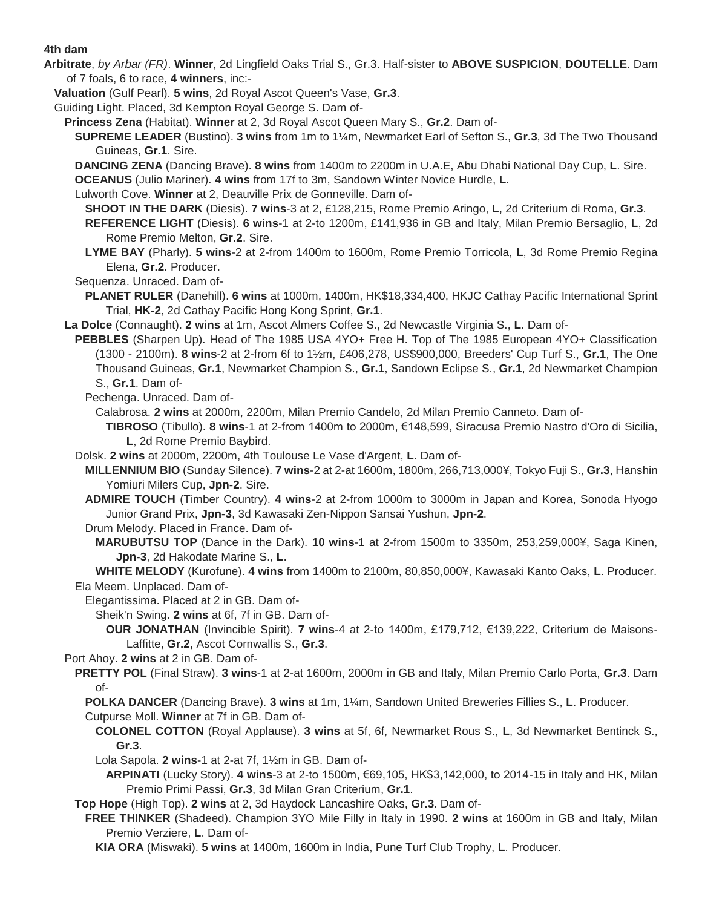**4th dam**

**Arbitrate**, *by Arbar (FR)*. **Winner**, 2d Lingfield Oaks Trial S., **Gr.3**. Half-sister to **ABOVE SUSPICION**, **DOUTELLE**. Dam of 7 foals, 6 to race, **4 winners**, inc:-

- **Valuation** (Gulf Pearl). **5 wins**, 2d Royal Ascot Queen's Vase, **Gr.3**.
- Guiding Light. Placed, 3d Kempton Royal George S. Dam of-
  - **Princess Zena** (Habitat). **Winner** at 2, 3d Royal Ascot Queen Mary S., **Gr.2**. Dam of-
    - **SUPREME LEADER** (Bustino). **3 wins** from 1m to 1¼m, Newmarket Earl of Sefton S., **Gr.3**, 3d The Two Thousand Guineas, **Gr.1**. Sire.
    - **DANCING ZENA** (Dancing Brave). **8 wins** from 1400m to 2200m in U.A.E, Abu Dhabi National Day Cup, **L**. Sire.
    - **OCEANUS** (Julio Mariner). **4 wins** from 17f to 3m, Sandown Winter Novice Hurdle, **L**.
    - Lulworth Cove. **Winner** at 2, Deauville Prix de Gonneville. Dam of-
      - **SHOOT IN THE DARK** (Diesis). **7 wins**-3 at 2, £128,215, Rome Premio Aringo, **L**, 2d Criterium di Roma, **Gr.3**.
      - **REFERENCE LIGHT** (Diesis). **6 wins**-1 at 2-to 1200m, £141,936 in GB and Italy, Milan Premio Bersaglio, **L**, 2d Rome Premio Melton, **Gr.2**. Sire.
      - **LYME BAY** (Pharly). **5 wins**-2 at 2-from 1400m to 1600m, Rome Premio Torricola, **L**, 3d Rome Premio Regina Elena, **Gr.2**. Producer.
    - Sequenza. Unraced. Dam of-
      - **PLANET RULER** (Danehill). **6 wins** at 1000m, 1400m, HK$18,334,400, HKJC Cathay Pacific International Sprint Trial, **HK-2**, 2d Cathay Pacific Hong Kong Sprint, **Gr.1**.
  - **La Dolce** (Connaught). **2 wins** at 1m, Ascot Almers Coffee S., 2d Newcastle Virginia S., **L**. Dam of-
    - **PEBBLES** (Sharpen Up). Head of The 1985 USA 4YO+ Free H. Top of The 1985 European 4YO+ Classification (1300 - 2100m). **8 wins**-2 at 2-from 6f to 1½m, £406,278, US$900,000, Breeders' Cup Turf S., **Gr.1**, The One Thousand Guineas, **Gr.1**, Newmarket Champion S., **Gr.1**, Sandown Eclipse S., **Gr.1**, 2d Newmarket Champion S., **Gr.1**. Dam of-
      - Pechenga. Unraced. Dam of-
        - Calabrosa. **2 wins** at 2000m, 2200m, Milan Premio Candelo, 2d Milan Premio Canneto. Dam of-
          - **TIBROSO** (Tibullo). **8 wins**-1 at 2-from 1400m to 2000m, €148,599, Siracusa Premio Nastro d'Oro di Sicilia, **L**, 2d Rome Premio Baybird.
    - Dolsk. **2 wins** at 2000m, 2200m, 4th Toulouse Le Vase d'Argent, **L**. Dam of-
      - **MILLENNIUM BIO** (Sunday Silence). **7 wins**-2 at 2-at 1600m, 1800m, 266,713,000¥, Tokyo Fuji S., **Gr.3**, Hanshin Yomiuri Milers Cup, **Jpn-2**. Sire.
      - **ADMIRE TOUCH** (Timber Country). **4 wins**-2 at 2-from 1000m to 3000m in Japan and Korea, Sonoda Hyogo Junior Grand Prix, **Jpn-3**, 3d Kawasaki Zen-Nippon Sansai Yushun, **Jpn-2**.
      - Drum Melody. Placed in France. Dam of-
        - **MARUBUTSU TOP** (Dance in the Dark). **10 wins**-1 at 2-from 1500m to 3350m, 253,259,000¥, Saga Kinen, **Jpn-3**, 2d Hakodate Marine S., **L**.
        - **WHITE MELODY** (Kurofune). **4 wins** from 1400m to 2100m, 80,850,000¥, Kawasaki Kanto Oaks, **L**. Producer.
    - Ela Meem. Unplaced. Dam of-
      - Elegantissima. Placed at 2 in GB. Dam of-
        - Sheik'n Swing. **2 wins** at 6f, 7f in GB. Dam of-
          - **OUR JONATHAN** (Invincible Spirit). **7 wins**-4 at 2-to 1400m, £179,712, €139,222, Criterium de Maisons-Laffitte, **Gr.2**, Ascot Cornwallis S., **Gr.3**.
  - Port Ahoy. **2 wins** at 2 in GB. Dam of-
    - **PRETTY POL** (Final Straw). **3 wins**-1 at 2-at 1600m, 2000m in GB and Italy, Milan Premio Carlo Porta, **Gr.3**. Dam of-
      - **POLKA DANCER** (Dancing Brave). **3 wins** at 1m, 1¼m, Sandown United Breweries Fillies S., **L**. Producer.
      - Cutpurse Moll. **Winner** at 7f in GB. Dam of-
        - **COLONEL COTTON** (Royal Applause). **3 wins** at 5f, 6f, Newmarket Rous S., **L**, 3d Newmarket Bentinck S., **Gr.3**.
        - Lola Sapola. **2 wins**-1 at 2-at 7f, 1½m in GB. Dam of-
          - **ARPINATI** (Lucky Story). **4 wins**-3 at 2-to 1500m, €69,105, HK$3,142,000, to 2014-15 in Italy and HK, Milan Premio Primi Passi, **Gr.3**, 3d Milan Gran Criterium, **Gr.1**.
    - **Top Hope** (High Top). **2 wins** at 2, 3d Haydock Lancashire Oaks, **Gr.3**. Dam of-
      - **FREE THINKER** (Shadeed). Champion 3YO Mile Filly in Italy in 1990. **2 wins** at 1600m in GB and Italy, Milan Premio Verziere, **L**. Dam of-
        - **KIA ORA** (Miswaki). **5 wins** at 1400m, 1600m in India, Pune Turf Club Trophy, **L**. Producer.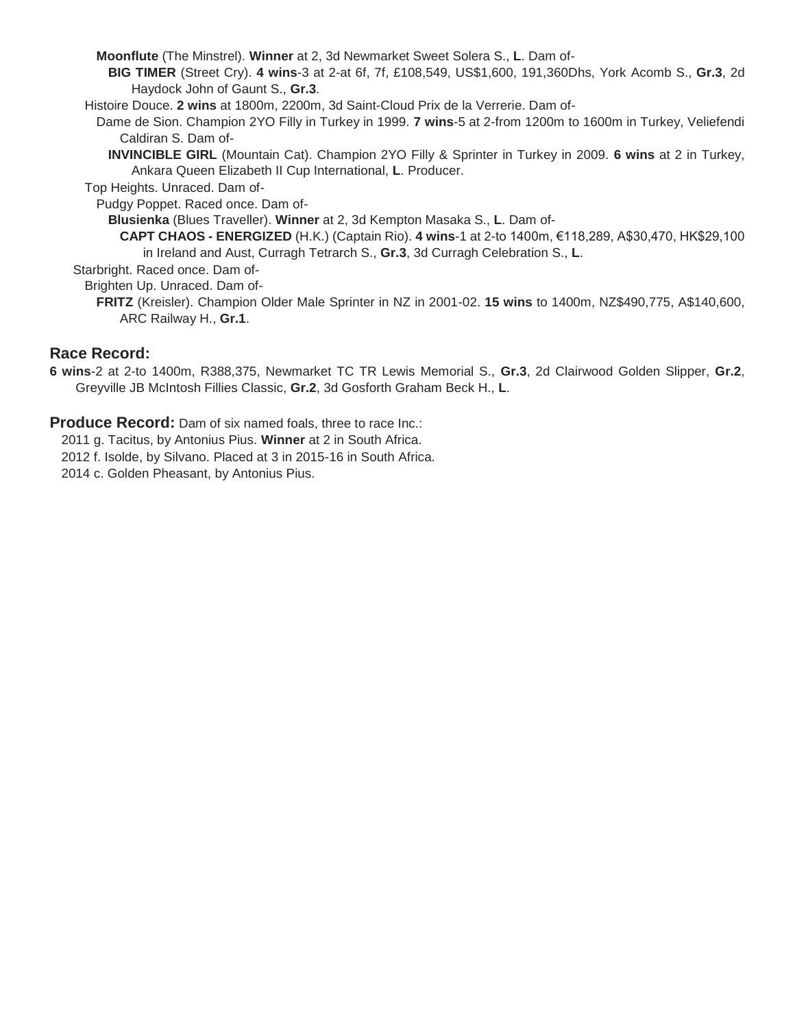**Moonflute** (The Minstrel). **Winner** at 2, 3d Newmarket Sweet Solera S., **L**. Dam of-

**BIG TIMER** (Street Cry). **4 wins**-3 at 2-at 6f, 7f, £108,549, US$1,600, 191,360Dhs, York Acomb S., **Gr.3**, 2d Haydock John of Gaunt S., **Gr.3**.

Histoire Douce. **2 wins** at 1800m, 2200m, 3d Saint-Cloud Prix de la Verrerie. Dam of-

Dame de Sion. Champion 2YO Filly in Turkey in 1999. **7 wins**-5 at 2-from 1200m to 1600m in Turkey, Veliefendi Caldiran S. Dam of-

**INVINCIBLE GIRL** (Mountain Cat). Champion 2YO Filly & Sprinter in Turkey in 2009. **6 wins** at 2 in Turkey, Ankara Queen Elizabeth II Cup International, **L**. Producer.

Top Heights. Unraced. Dam of-

Pudgy Poppet. Raced once. Dam of-

**Blusienka** (Blues Traveller). **Winner** at 2, 3d Kempton Masaka S., **L**. Dam of-

**CAPT CHAOS - ENERGIZED** (H.K.) (Captain Rio). **4 wins**-1 at 2-to 1400m, €118,289, A$30,470, HK$29,100 in Ireland and Aust, Curragh Tetrarch S., **Gr.3**, 3d Curragh Celebration S., **L**.

Starbright. Raced once. Dam of-

Brighten Up. Unraced. Dam of-

**FRITZ** (Kreisler). Champion Older Male Sprinter in NZ in 2001-02. **15 wins** to 1400m, NZ$490,775, A$140,600, ARC Railway H., **Gr.1**.

## Race Record:

**6 wins**-2 at 2-to 1400m, R388,375, Newmarket TC TR Lewis Memorial S., **Gr.3**, 2d Clairwood Golden Slipper, **Gr.2**, Greyville JB McIntosh Fillies Classic, **Gr.2**, 3d Gosforth Graham Beck H., **L**.

## Produce Record: Dam of six named foals, three to race Inc.:

2011 g. Tacitus, by Antonius Pius. **Winner** at 2 in South Africa.

2012 f. Isolde, by Silvano. Placed at 3 in 2015-16 in South Africa.

2014 c. Golden Pheasant, by Antonius Pius.